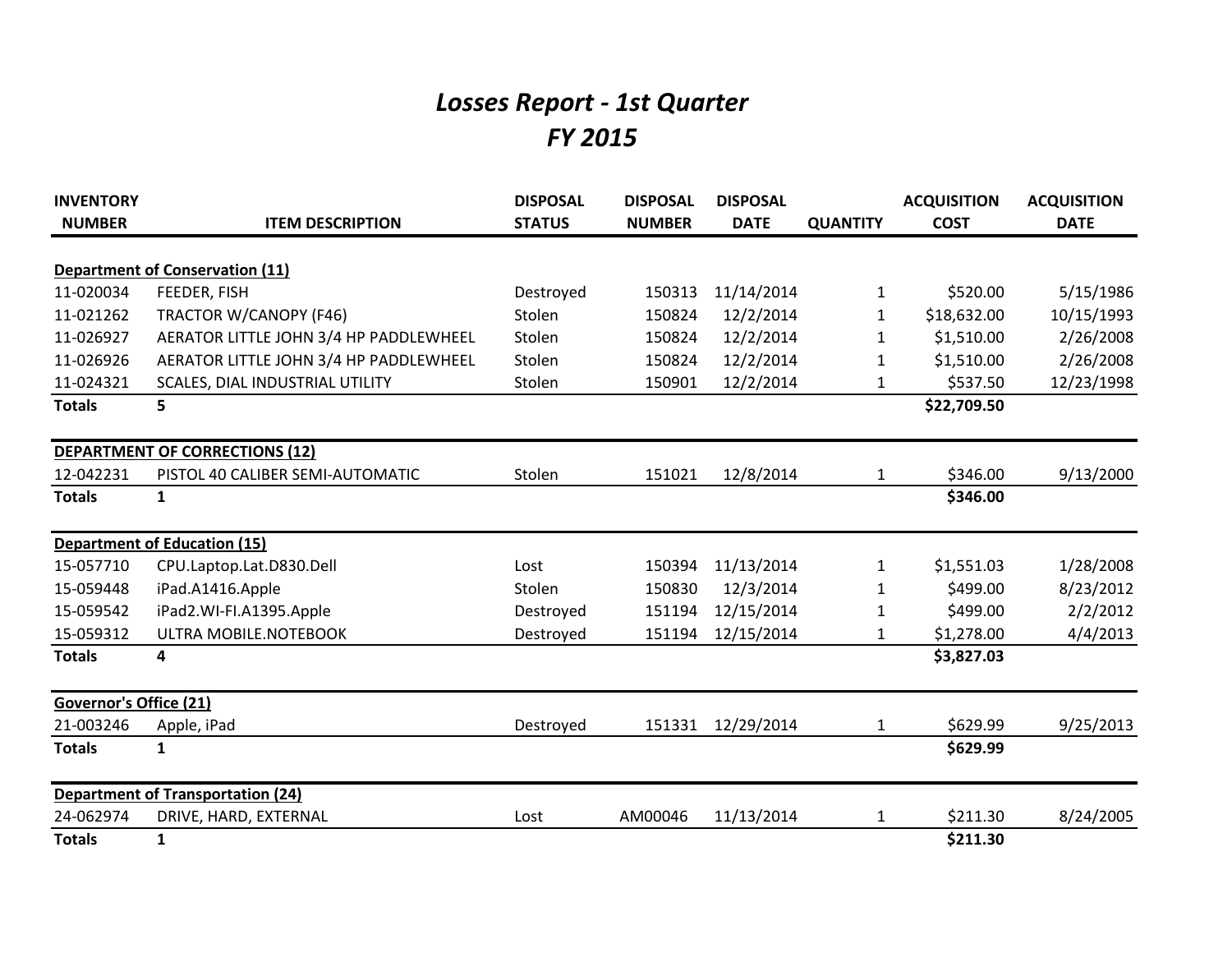# *Losses Report - 1st Quarter*
# *FY 2015*

| INVENTORY NUMBER | ITEM DESCRIPTION | DISPOSAL STATUS | DISPOSAL NUMBER | DISPOSAL DATE | QUANTITY | ACQUISITION COST | ACQUISITION DATE |
|---|---|---|---|---|---|---|---|
| **Department of Conservation (11)** | | | | | | | |
| 11-020034 | FEEDER, FISH | Destroyed | 150313 | 11/14/2014 | 1 | $520.00 | 5/15/1986 |
| 11-021262 | TRACTOR W/CANOPY (F46) | Stolen | 150824 | 12/2/2014 | 1 | $18,632.00 | 10/15/1993 |
| 11-026927 | AERATOR LITTLE JOHN 3/4 HP PADDLEWHEEL | Stolen | 150824 | 12/2/2014 | 1 | $1,510.00 | 2/26/2008 |
| 11-026926 | AERATOR LITTLE JOHN 3/4 HP PADDLEWHEEL | Stolen | 150824 | 12/2/2014 | 1 | $1,510.00 | 2/26/2008 |
| 11-024321 | SCALES, DIAL INDUSTRIAL UTILITY | Stolen | 150901 | 12/2/2014 | 1 | $537.50 | 12/23/1998 |
| **Totals** | **5** | | | | | **$22,709.50** | |
| **DEPARTMENT OF CORRECTIONS (12)** | | | | | | | |
| 12-042231 | PISTOL 40 CALIBER SEMI-AUTOMATIC | Stolen | 151021 | 12/8/2014 | 1 | $346.00 | 9/13/2000 |
| **Totals** | **1** | | | | | **$346.00** | |
| **Department of Education (15)** | | | | | | | |
| 15-057710 | CPU.Laptop.Lat.D830.Dell | Lost | 150394 | 11/13/2014 | 1 | $1,551.03 | 1/28/2008 |
| 15-059448 | iPad.A1416.Apple | Stolen | 150830 | 12/3/2014 | 1 | $499.00 | 8/23/2012 |
| 15-059542 | iPad2.WI-FI.A1395.Apple | Destroyed | 151194 | 12/15/2014 | 1 | $499.00 | 2/2/2012 |
| 15-059312 | ULTRA MOBILE.NOTEBOOK | Destroyed | 151194 | 12/15/2014 | 1 | $1,278.00 | 4/4/2013 |
| **Totals** | **4** | | | | | **$3,827.03** | |
| **Governor's Office (21)** | | | | | | | |
| 21-003246 | Apple, iPad | Destroyed | 151331 | 12/29/2014 | 1 | $629.99 | 9/25/2013 |
| **Totals** | **1** | | | | | **$629.99** | |
| **Department of Transportation (24)** | | | | | | | |
| 24-062974 | DRIVE, HARD, EXTERNAL | Lost | AM00046 | 11/13/2014 | 1 | $211.30 | 8/24/2005 |
| **Totals** | **1** | | | | | **$211.30** | |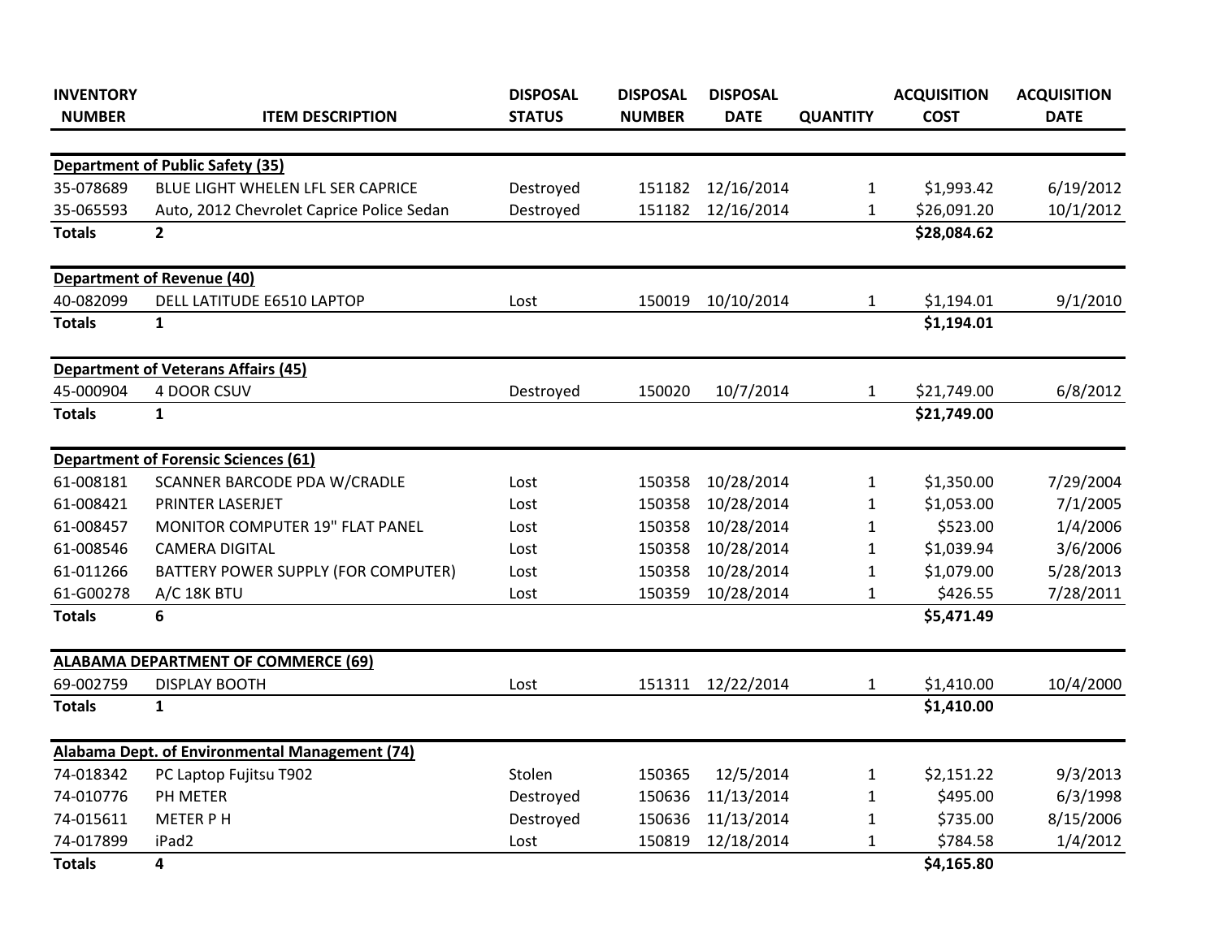| INVENTORY NUMBER | ITEM DESCRIPTION | DISPOSAL STATUS | DISPOSAL NUMBER | DISPOSAL DATE | QUANTITY | ACQUISITION COST | ACQUISITION DATE |
|---|---|---|---|---|---|---|---|
| **Department of Public Safety (35)** | | | | | | | |
| 35-078689 | BLUE LIGHT WHELEN LFL SER CAPRICE | Destroyed | 151182 | 12/16/2014 | 1 | $1,993.42 | 6/19/2012 |
| 35-065593 | Auto, 2012 Chevrolet Caprice Police Sedan | Destroyed | 151182 | 12/16/2014 | 1 | $26,091.20 | 10/1/2012 |
| **Totals** | **2** | | | | | **$28,084.62** | |
| **Department of Revenue (40)** | | | | | | | |
| 40-082099 | DELL LATITUDE E6510 LAPTOP | Lost | 150019 | 10/10/2014 | 1 | $1,194.01 | 9/1/2010 |
| **Totals** | **1** | | | | | **$1,194.01** | |
| **Department of Veterans Affairs (45)** | | | | | | | |
| 45-000904 | 4 DOOR CSUV | Destroyed | 150020 | 10/7/2014 | 1 | $21,749.00 | 6/8/2012 |
| **Totals** | **1** | | | | | **$21,749.00** | |
| **Department of Forensic Sciences (61)** | | | | | | | |
| 61-008181 | SCANNER BARCODE PDA W/CRADLE | Lost | 150358 | 10/28/2014 | 1 | $1,350.00 | 7/29/2004 |
| 61-008421 | PRINTER LASERJET | Lost | 150358 | 10/28/2014 | 1 | $1,053.00 | 7/1/2005 |
| 61-008457 | MONITOR COMPUTER 19" FLAT PANEL | Lost | 150358 | 10/28/2014 | 1 | $523.00 | 1/4/2006 |
| 61-008546 | CAMERA DIGITAL | Lost | 150358 | 10/28/2014 | 1 | $1,039.94 | 3/6/2006 |
| 61-011266 | BATTERY POWER SUPPLY (FOR COMPUTER) | Lost | 150358 | 10/28/2014 | 1 | $1,079.00 | 5/28/2013 |
| 61-G00278 | A/C 18K BTU | Lost | 150359 | 10/28/2014 | 1 | $426.55 | 7/28/2011 |
| **Totals** | **6** | | | | | **$5,471.49** | |
| **ALABAMA DEPARTMENT OF COMMERCE (69)** | | | | | | | |
| 69-002759 | DISPLAY BOOTH | Lost | 151311 | 12/22/2014 | 1 | $1,410.00 | 10/4/2000 |
| **Totals** | **1** | | | | | **$1,410.00** | |
| **Alabama Dept. of Environmental Management (74)** | | | | | | | |
| 74-018342 | PC Laptop Fujitsu T902 | Stolen | 150365 | 12/5/2014 | 1 | $2,151.22 | 9/3/2013 |
| 74-010776 | PH METER | Destroyed | 150636 | 11/13/2014 | 1 | $495.00 | 6/3/1998 |
| 74-015611 | METER P H | Destroyed | 150636 | 11/13/2014 | 1 | $735.00 | 8/15/2006 |
| 74-017899 | iPad2 | Lost | 150819 | 12/18/2014 | 1 | $784.58 | 1/4/2012 |
| **Totals** | **4** | | | | | **$4,165.80** | |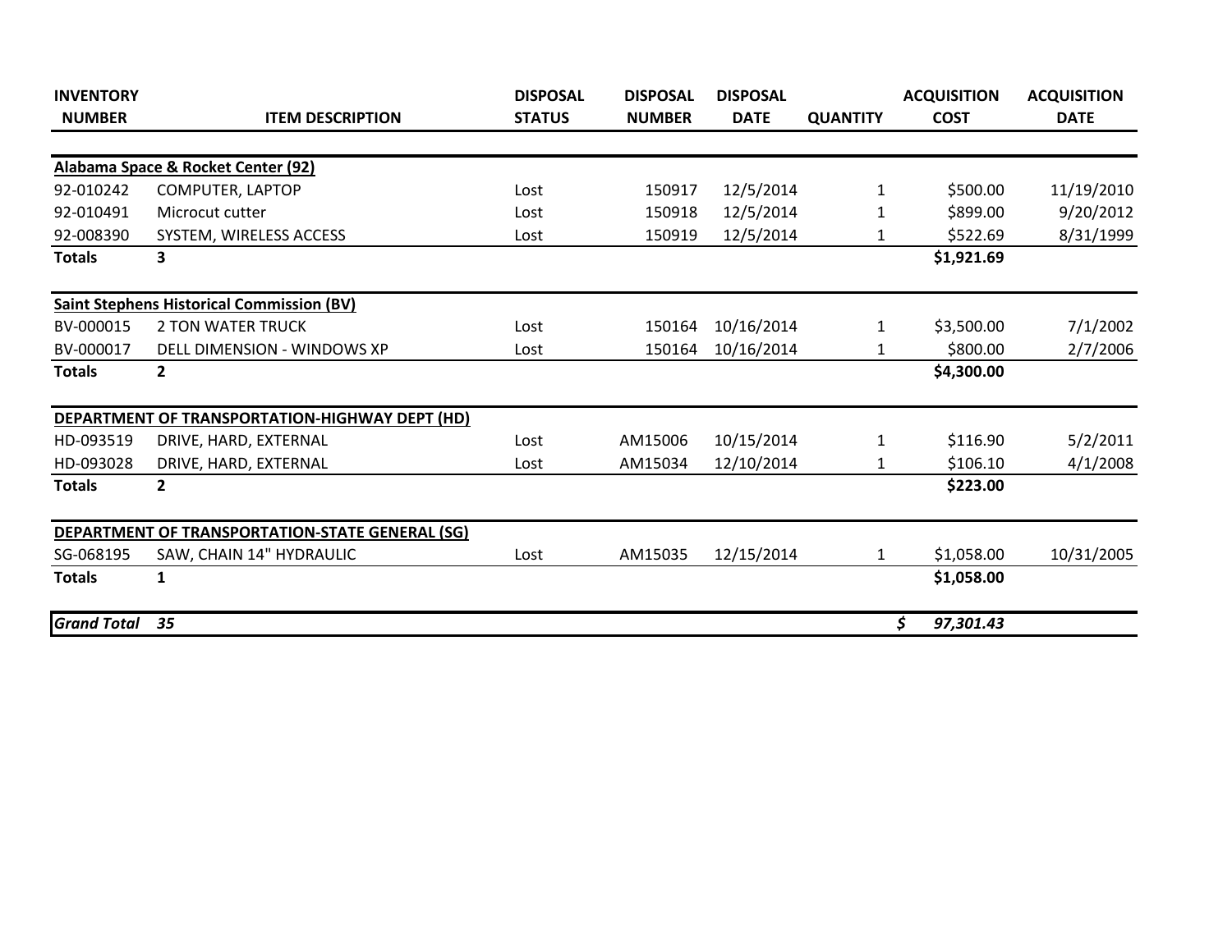| INVENTORY NUMBER | ITEM DESCRIPTION | DISPOSAL STATUS | DISPOSAL NUMBER | DISPOSAL DATE | QUANTITY | ACQUISITION COST | ACQUISITION DATE |
|---|---|---|---|---|---|---|---|
| **Alabama Space & Rocket Center (92)** | | | | | | | |
| 92-010242 | COMPUTER, LAPTOP | Lost | 150917 | 12/5/2014 | 1 | $500.00 | 11/19/2010 |
| 92-010491 | Microcut cutter | Lost | 150918 | 12/5/2014 | 1 | $899.00 | 9/20/2012 |
| 92-008390 | SYSTEM, WIRELESS ACCESS | Lost | 150919 | 12/5/2014 | 1 | $522.69 | 8/31/1999 |
| **Totals** | **3** | | | | | **$1,921.69** | |
| **Saint Stephens Historical Commission (BV)** | | | | | | | |
| BV-000015 | 2 TON WATER TRUCK | Lost | 150164 | 10/16/2014 | 1 | $3,500.00 | 7/1/2002 |
| BV-000017 | DELL DIMENSION - WINDOWS XP | Lost | 150164 | 10/16/2014 | 1 | $800.00 | 2/7/2006 |
| **Totals** | **2** | | | | | **$4,300.00** | |
| **DEPARTMENT OF TRANSPORTATION-HIGHWAY DEPT (HD)** | | | | | | | |
| HD-093519 | DRIVE, HARD, EXTERNAL | Lost | AM15006 | 10/15/2014 | 1 | $116.90 | 5/2/2011 |
| HD-093028 | DRIVE, HARD, EXTERNAL | Lost | AM15034 | 12/10/2014 | 1 | $106.10 | 4/1/2008 |
| **Totals** | **2** | | | | | **$223.00** | |
| **DEPARTMENT OF TRANSPORTATION-STATE GENERAL (SG)** | | | | | | | |
| SG-068195 | SAW, CHAIN 14" HYDRAULIC | Lost | AM15035 | 12/15/2014 | 1 | $1,058.00 | 10/31/2005 |
| **Totals** | **1** | | | | | **$1,058.00** | |
| ***Grand Total*** | ***35*** | | | | | ***$ 97,301.43*** | |